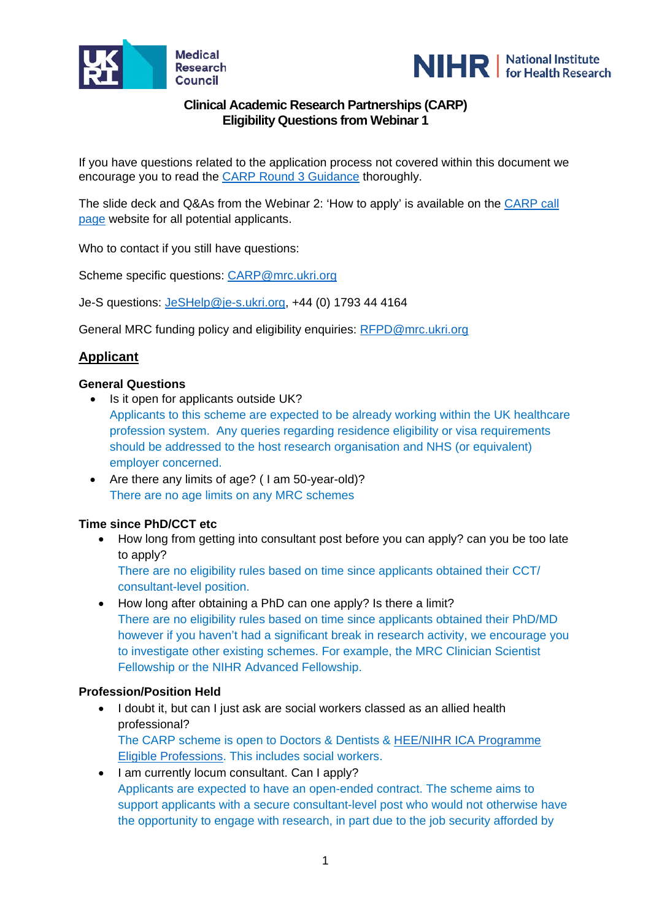**Clinical Academic Research Partnerships (CARP)**
**Eligibility Questions from Webinar 1**

If you have questions related to the application process not covered within this document we encourage you to read the CARP Round 3 Guidance thoroughly.

The slide deck and Q&As from the Webinar 2: 'How to apply' is available on the CARP call page website for all potential applicants.

Who to contact if you still have questions:

Scheme specific questions: CARP@mrc.ukri.org

Je-S questions: JeSHelp@je-s.ukri.org, +44 (0) 1793 44 4164

General MRC funding policy and eligibility enquiries: RFPD@mrc.ukri.org

## Applicant

### General Questions

- Is it open for applicants outside UK?
  Applicants to this scheme are expected to be already working within the UK healthcare profession system. Any queries regarding residence eligibility or visa requirements should be addressed to the host research organisation and NHS (or equivalent) employer concerned.
- Are there any limits of age? ( I am 50-year-old)?
  There are no age limits on any MRC schemes

### Time since PhD/CCT etc

- How long from getting into consultant post before you can apply? can you be too late to apply?
  There are no eligibility rules based on time since applicants obtained their CCT/ consultant-level position.
- How long after obtaining a PhD can one apply? Is there a limit?
  There are no eligibility rules based on time since applicants obtained their PhD/MD however if you haven't had a significant break in research activity, we encourage you to investigate other existing schemes. For example, the MRC Clinician Scientist Fellowship or the NIHR Advanced Fellowship.

### Profession/Position Held

- I doubt it, but can I just ask are social workers classed as an allied health professional?
  The CARP scheme is open to Doctors & Dentists & HEE/NIHR ICA Programme Eligible Professions. This includes social workers.
- I am currently locum consultant. Can I apply?
  Applicants are expected to have an open-ended contract. The scheme aims to support applicants with a secure consultant-level post who would not otherwise have the opportunity to engage with research, in part due to the job security afforded by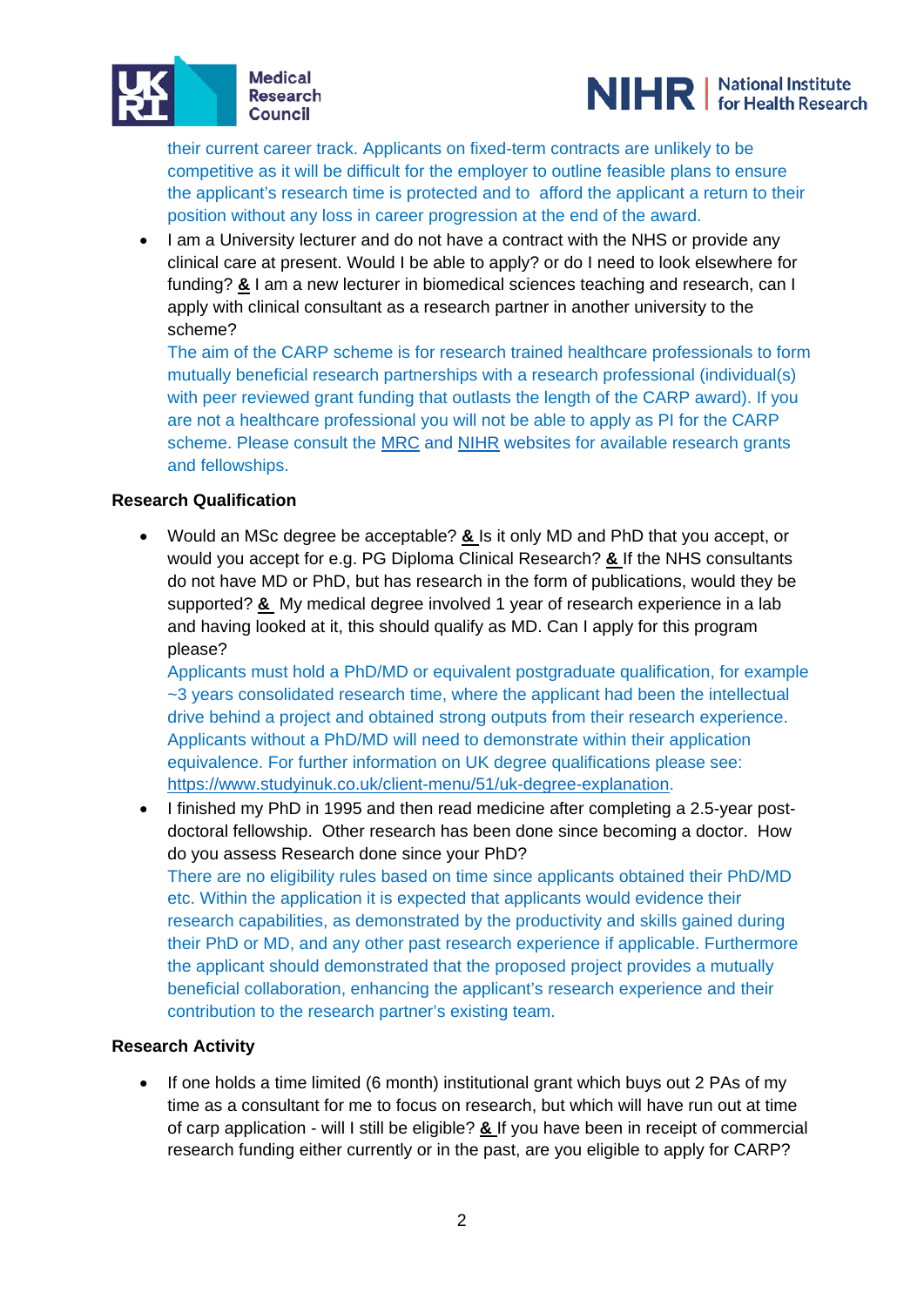their current career track. Applicants on fixed-term contracts are unlikely to be competitive as it will be difficult for the employer to outline feasible plans to ensure the applicant's research time is protected and to afford the applicant a return to their position without any loss in career progression at the end of the award.

- I am a University lecturer and do not have a contract with the NHS or provide any clinical care at present. Would I be able to apply? or do I need to look elsewhere for funding? **&** I am a new lecturer in biomedical sciences teaching and research, can I apply with clinical consultant as a research partner in another university to the scheme?
  The aim of the CARP scheme is for research trained healthcare professionals to form mutually beneficial research partnerships with a research professional (individual(s) with peer reviewed grant funding that outlasts the length of the CARP award). If you are not a healthcare professional you will not be able to apply as PI for the CARP scheme. Please consult the MRC and NIHR websites for available research grants and fellowships.

**Research Qualification**

- Would an MSc degree be acceptable? **&** Is it only MD and PhD that you accept, or would you accept for e.g. PG Diploma Clinical Research? **&** If the NHS consultants do not have MD or PhD, but has research in the form of publications, would they be supported? **&** My medical degree involved 1 year of research experience in a lab and having looked at it, this should qualify as MD. Can I apply for this program please?
  Applicants must hold a PhD/MD or equivalent postgraduate qualification, for example ~3 years consolidated research time, where the applicant had been the intellectual drive behind a project and obtained strong outputs from their research experience. Applicants without a PhD/MD will need to demonstrate within their application equivalence. For further information on UK degree qualifications please see: https://www.studyinuk.co.uk/client-menu/51/uk-degree-explanation.
- I finished my PhD in 1995 and then read medicine after completing a 2.5-year post-doctoral fellowship. Other research has been done since becoming a doctor. How do you assess Research done since your PhD?
  There are no eligibility rules based on time since applicants obtained their PhD/MD etc. Within the application it is expected that applicants would evidence their research capabilities, as demonstrated by the productivity and skills gained during their PhD or MD, and any other past research experience if applicable. Furthermore the applicant should demonstrated that the proposed project provides a mutually beneficial collaboration, enhancing the applicant's research experience and their contribution to the research partner's existing team.

**Research Activity**

- If one holds a time limited (6 month) institutional grant which buys out 2 PAs of my time as a consultant for me to focus on research, but which will have run out at time of carp application - will I still be eligible? **&** If you have been in receipt of commercial research funding either currently or in the past, are you eligible to apply for CARP?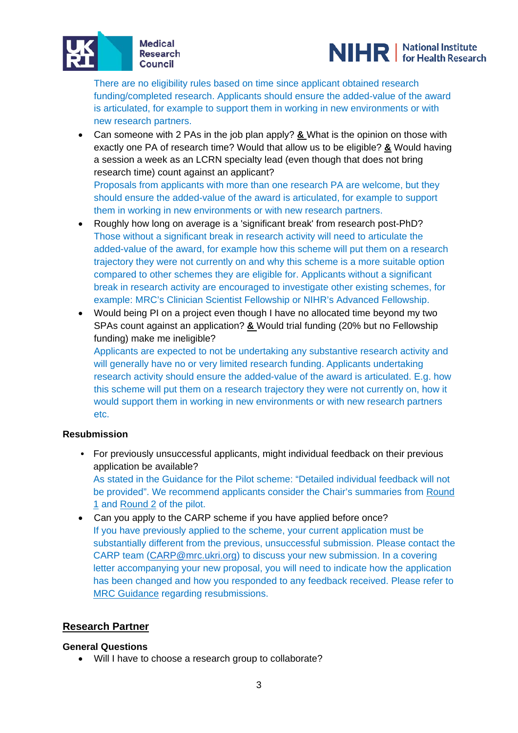There are no eligibility rules based on time since applicant obtained research funding/completed research. Applicants should ensure the added-value of the award is articulated, for example to support them in working in new environments or with new research partners.

- Can someone with 2 PAs in the job plan apply? **&** What is the opinion on those with exactly one PA of research time? Would that allow us to be eligible? **&** Would having a session a week as an LCRN specialty lead (even though that does not bring research time) count against an applicant?
  Proposals from applicants with more than one research PA are welcome, but they should ensure the added-value of the award is articulated, for example to support them in working in new environments or with new research partners.
- Roughly how long on average is a 'significant break' from research post-PhD?
  Those without a significant break in research activity will need to articulate the added-value of the award, for example how this scheme will put them on a research trajectory they were not currently on and why this scheme is a more suitable option compared to other schemes they are eligible for. Applicants without a significant break in research activity are encouraged to investigate other existing schemes, for example: MRC's Clinician Scientist Fellowship or NIHR's Advanced Fellowship.
- Would being PI on a project even though I have no allocated time beyond my two SPAs count against an application? **&** Would trial funding (20% but no Fellowship funding) make me ineligible?
  Applicants are expected to not be undertaking any substantive research activity and will generally have no or very limited research funding. Applicants undertaking research activity should ensure the added-value of the award is articulated. E.g. how this scheme will put them on a research trajectory they were not currently on, how it would support them in working in new environments or with new research partners etc.

### Resubmission

- For previously unsuccessful applicants, might individual feedback on their previous application be available?
  As stated in the Guidance for the Pilot scheme: "Detailed individual feedback will not be provided". We recommend applicants consider the Chair's summaries from Round 1 and Round 2 of the pilot.
- Can you apply to the CARP scheme if you have applied before once?
  If you have previously applied to the scheme, your current application must be substantially different from the previous, unsuccessful submission. Please contact the CARP team (CARP@mrc.ukri.org) to discuss your new submission. In a covering letter accompanying your new proposal, you will need to indicate how the application has been changed and how you responded to any feedback received. Please refer to MRC Guidance regarding resubmissions.

## Research Partner

### General Questions

- Will I have to choose a research group to collaborate?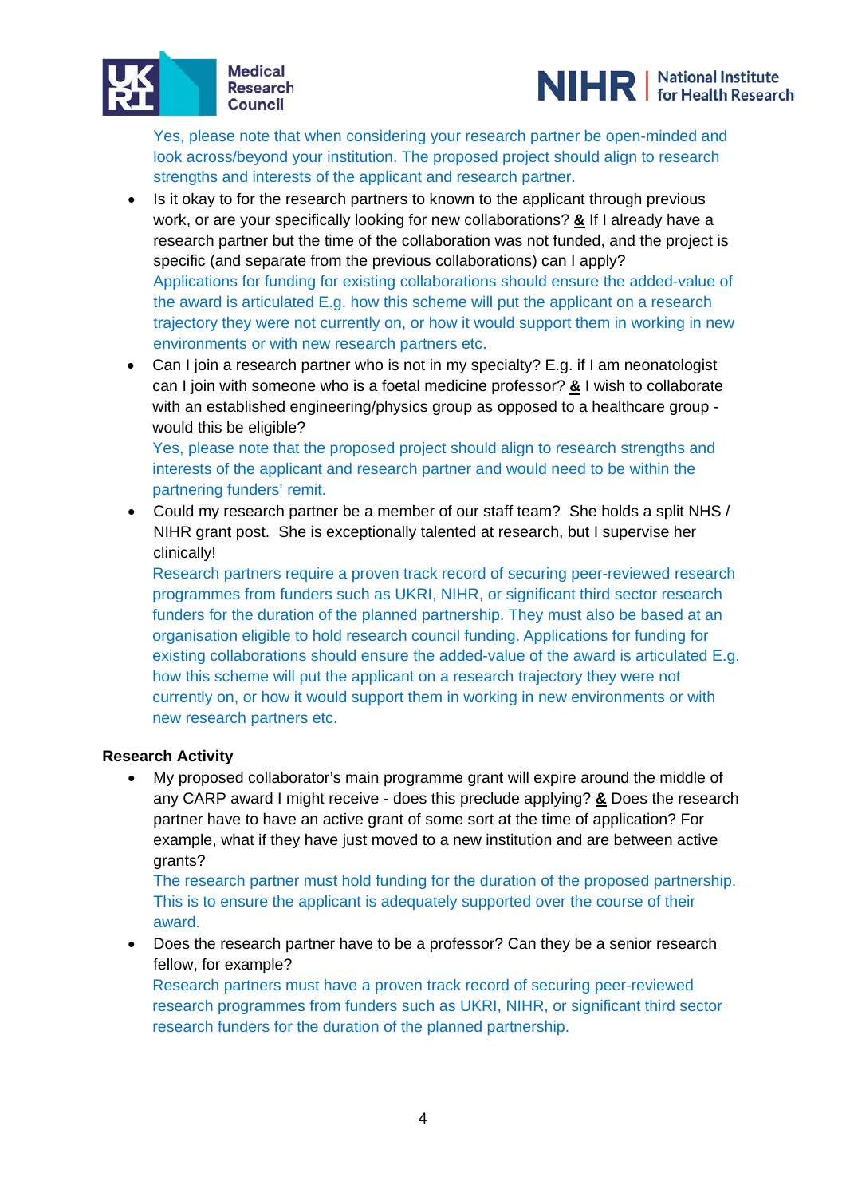Yes, please note that when considering your research partner be open-minded and look across/beyond your institution. The proposed project should align to research strengths and interests of the applicant and research partner.

- Is it okay to for the research partners to known to the applicant through previous work, or are your specifically looking for new collaborations? **&** If I already have a research partner but the time of the collaboration was not funded, and the project is specific (and separate from the previous collaborations) can I apply?
  Applications for funding for existing collaborations should ensure the added-value of the award is articulated E.g. how this scheme will put the applicant on a research trajectory they were not currently on, or how it would support them in working in new environments or with new research partners etc.
- Can I join a research partner who is not in my specialty? E.g. if I am neonatologist can I join with someone who is a foetal medicine professor? **&** I wish to collaborate with an established engineering/physics group as opposed to a healthcare group - would this be eligible?
  Yes, please note that the proposed project should align to research strengths and interests of the applicant and research partner and would need to be within the partnering funders' remit.
- Could my research partner be a member of our staff team? She holds a split NHS / NIHR grant post. She is exceptionally talented at research, but I supervise her clinically!
  Research partners require a proven track record of securing peer-reviewed research programmes from funders such as UKRI, NIHR, or significant third sector research funders for the duration of the planned partnership. They must also be based at an organisation eligible to hold research council funding. Applications for funding for existing collaborations should ensure the added-value of the award is articulated E.g. how this scheme will put the applicant on a research trajectory they were not currently on, or how it would support them in working in new environments or with new research partners etc.

**Research Activity**

- My proposed collaborator's main programme grant will expire around the middle of any CARP award I might receive - does this preclude applying? **&** Does the research partner have to have an active grant of some sort at the time of application? For example, what if they have just moved to a new institution and are between active grants?
  The research partner must hold funding for the duration of the proposed partnership. This is to ensure the applicant is adequately supported over the course of their award.
- Does the research partner have to be a professor? Can they be a senior research fellow, for example?
  Research partners must have a proven track record of securing peer-reviewed research programmes from funders such as UKRI, NIHR, or significant third sector research funders for the duration of the planned partnership.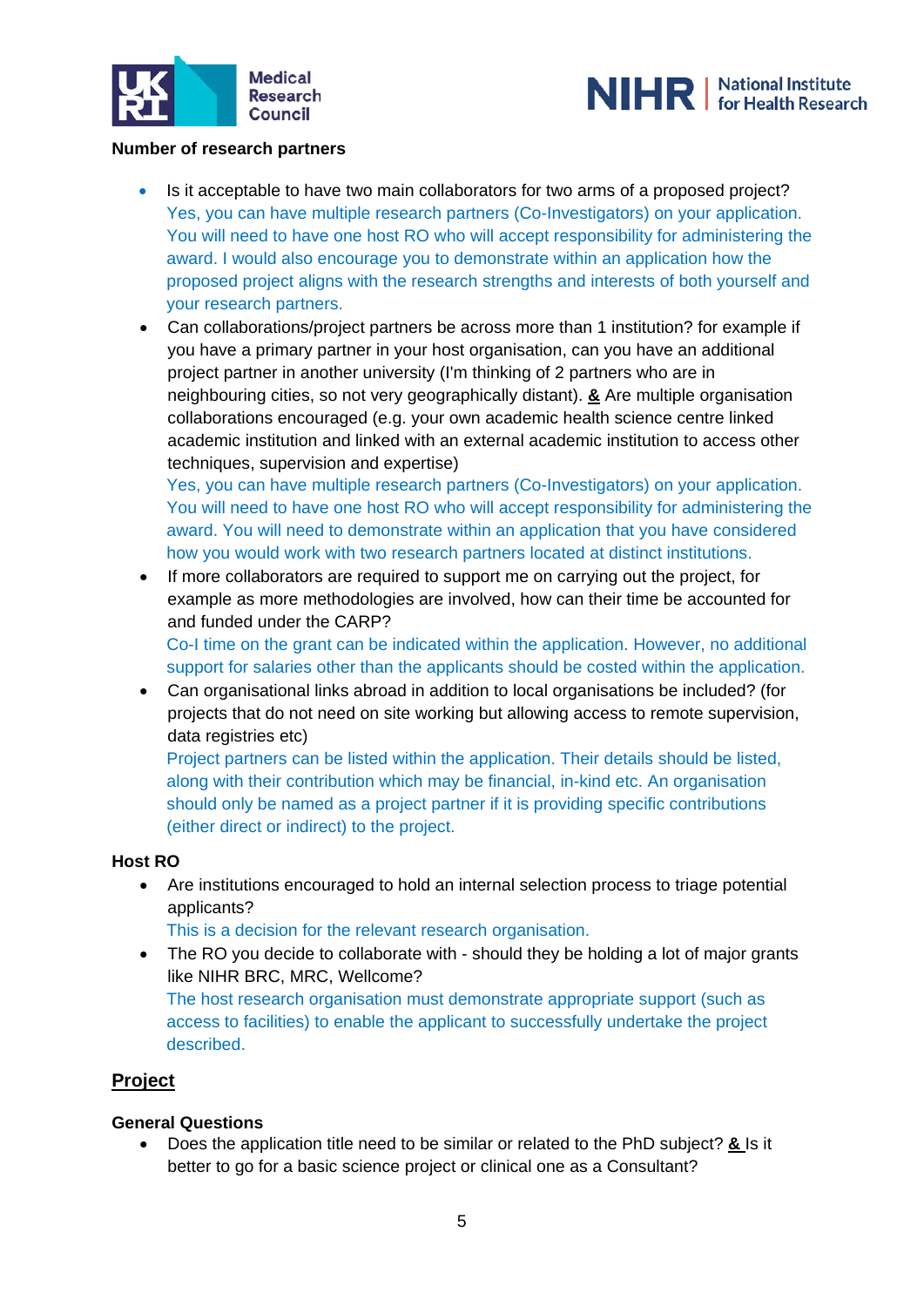**Number of research partners**

- Is it acceptable to have two main collaborators for two arms of a proposed project?
  Yes, you can have multiple research partners (Co-Investigators) on your application. You will need to have one host RO who will accept responsibility for administering the award. I would also encourage you to demonstrate within an application how the proposed project aligns with the research strengths and interests of both yourself and your research partners.
- Can collaborations/project partners be across more than 1 institution? for example if you have a primary partner in your host organisation, can you have an additional project partner in another university (I'm thinking of 2 partners who are in neighbouring cities, so not very geographically distant). **&** Are multiple organisation collaborations encouraged (e.g. your own academic health science centre linked academic institution and linked with an external academic institution to access other techniques, supervision and expertise)
  Yes, you can have multiple research partners (Co-Investigators) on your application. You will need to have one host RO who will accept responsibility for administering the award. You will need to demonstrate within an application that you have considered how you would work with two research partners located at distinct institutions.
- If more collaborators are required to support me on carrying out the project, for example as more methodologies are involved, how can their time be accounted for and funded under the CARP?
  Co-I time on the grant can be indicated within the application. However, no additional support for salaries other than the applicants should be costed within the application.
- Can organisational links abroad in addition to local organisations be included? (for projects that do not need on site working but allowing access to remote supervision, data registries etc)
  Project partners can be listed within the application. Their details should be listed, along with their contribution which may be financial, in-kind etc. An organisation should only be named as a project partner if it is providing specific contributions (either direct or indirect) to the project.

**Host RO**

- Are institutions encouraged to hold an internal selection process to triage potential applicants?
  This is a decision for the relevant research organisation.
- The RO you decide to collaborate with - should they be holding a lot of major grants like NIHR BRC, MRC, Wellcome?
  The host research organisation must demonstrate appropriate support (such as access to facilities) to enable the applicant to successfully undertake the project described.

## Project

**General Questions**

- Does the application title need to be similar or related to the PhD subject? **&** Is it better to go for a basic science project or clinical one as a Consultant?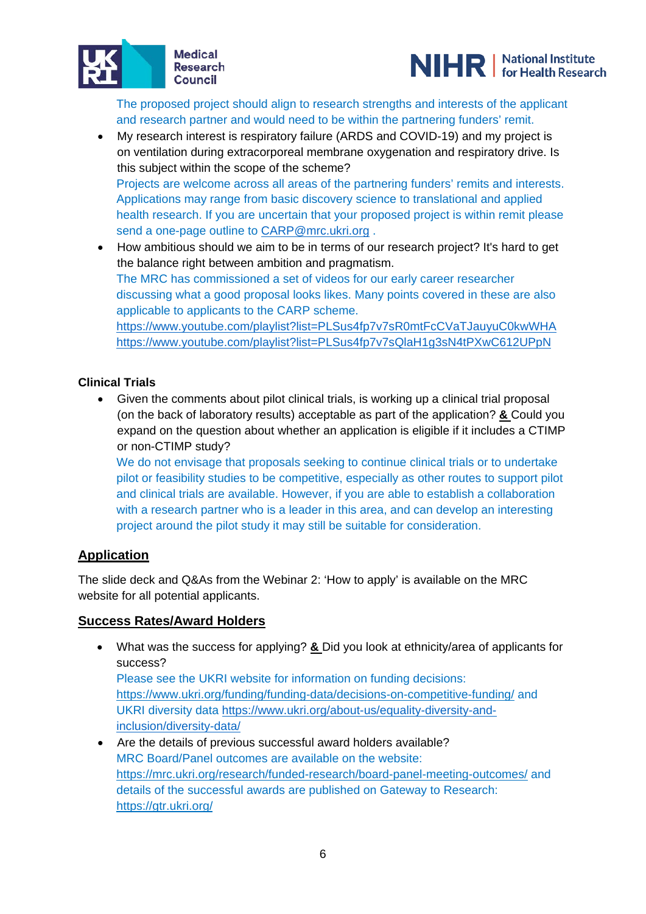The proposed project should align to research strengths and interests of the applicant and research partner and would need to be within the partnering funders' remit.

- My research interest is respiratory failure (ARDS and COVID-19) and my project is on ventilation during extracorporeal membrane oxygenation and respiratory drive. Is this subject within the scope of the scheme?
  Projects are welcome across all areas of the partnering funders' remits and interests. Applications may range from basic discovery science to translational and applied health research. If you are uncertain that your proposed project is within remit please send a one-page outline to CARP@mrc.ukri.org .
- How ambitious should we aim to be in terms of our research project? It's hard to get the balance right between ambition and pragmatism.
  The MRC has commissioned a set of videos for our early career researcher discussing what a good proposal looks likes. Many points covered in these are also applicable to applicants to the CARP scheme.
  https://www.youtube.com/playlist?list=PLSus4fp7v7sR0mtFcCVaTJauyuC0kwWHA
  https://www.youtube.com/playlist?list=PLSus4fp7v7sQlaH1g3sN4tPXwC612UPpN

**Clinical Trials**

- Given the comments about pilot clinical trials, is working up a clinical trial proposal (on the back of laboratory results) acceptable as part of the application? **&** Could you expand on the question about whether an application is eligible if it includes a CTIMP or non-CTIMP study?
  We do not envisage that proposals seeking to continue clinical trials or to undertake pilot or feasibility studies to be competitive, especially as other routes to support pilot and clinical trials are available. However, if you are able to establish a collaboration with a research partner who is a leader in this area, and can develop an interesting project around the pilot study it may still be suitable for consideration.

## Application

The slide deck and Q&As from the Webinar 2: 'How to apply' is available on the MRC website for all potential applicants.

## Success Rates/Award Holders

- What was the success for applying? **&** Did you look at ethnicity/area of applicants for success?
  Please see the UKRI website for information on funding decisions: https://www.ukri.org/funding/funding-data/decisions-on-competitive-funding/ and UKRI diversity data https://www.ukri.org/about-us/equality-diversity-and-inclusion/diversity-data/
- Are the details of previous successful award holders available?
  MRC Board/Panel outcomes are available on the website: https://mrc.ukri.org/research/funded-research/board-panel-meeting-outcomes/ and details of the successful awards are published on Gateway to Research: https://gtr.ukri.org/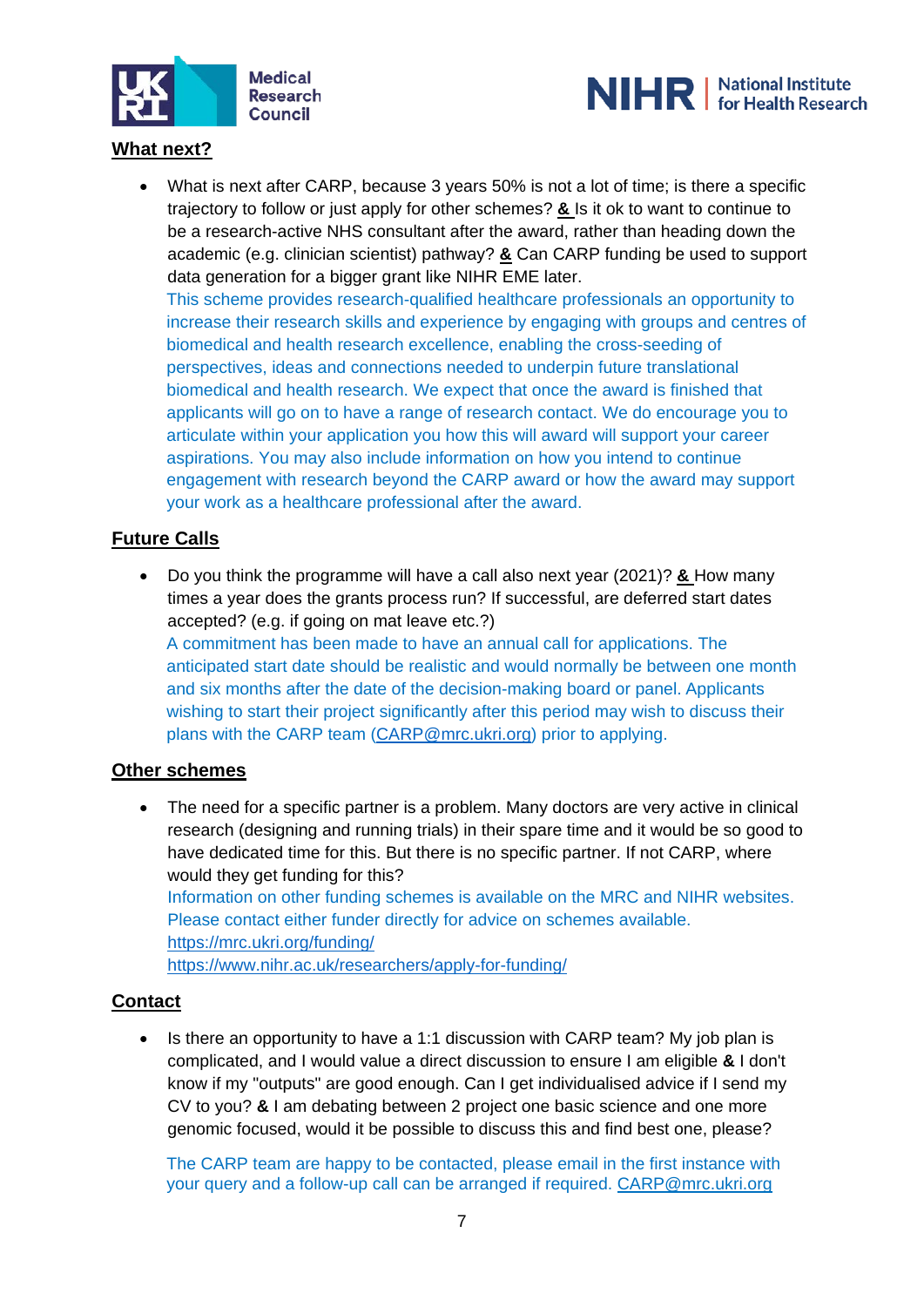## What next?

- What is next after CARP, because 3 years 50% is not a lot of time; is there a specific trajectory to follow or just apply for other schemes? **&** Is it ok to want to continue to be a research-active NHS consultant after the award, rather than heading down the academic (e.g. clinician scientist) pathway? **&** Can CARP funding be used to support data generation for a bigger grant like NIHR EME later.

  This scheme provides research-qualified healthcare professionals an opportunity to increase their research skills and experience by engaging with groups and centres of biomedical and health research excellence, enabling the cross-seeding of perspectives, ideas and connections needed to underpin future translational biomedical and health research. We expect that once the award is finished that applicants will go on to have a range of research contact. We do encourage you to articulate within your application you how this will award will support your career aspirations. You may also include information on how you intend to continue engagement with research beyond the CARP award or how the award may support your work as a healthcare professional after the award.

## Future Calls

- Do you think the programme will have a call also next year (2021)? **&** How many times a year does the grants process run? If successful, are deferred start dates accepted? (e.g. if going on mat leave etc.?)

  A commitment has been made to have an annual call for applications. The anticipated start date should be realistic and would normally be between one month and six months after the date of the decision-making board or panel. Applicants wishing to start their project significantly after this period may wish to discuss their plans with the CARP team (CARP@mrc.ukri.org) prior to applying.

## Other schemes

- The need for a specific partner is a problem. Many doctors are very active in clinical research (designing and running trials) in their spare time and it would be so good to have dedicated time for this. But there is no specific partner. If not CARP, where would they get funding for this?

  Information on other funding schemes is available on the MRC and NIHR websites. Please contact either funder directly for advice on schemes available.
  https://mrc.ukri.org/funding/
  https://www.nihr.ac.uk/researchers/apply-for-funding/

## Contact

- Is there an opportunity to have a 1:1 discussion with CARP team? My job plan is complicated, and I would value a direct discussion to ensure I am eligible **&** I don't know if my "outputs" are good enough. Can I get individualised advice if I send my CV to you? **&** I am debating between 2 project one basic science and one more genomic focused, would it be possible to discuss this and find best one, please?

  The CARP team are happy to be contacted, please email in the first instance with your query and a follow-up call can be arranged if required. CARP@mrc.ukri.org